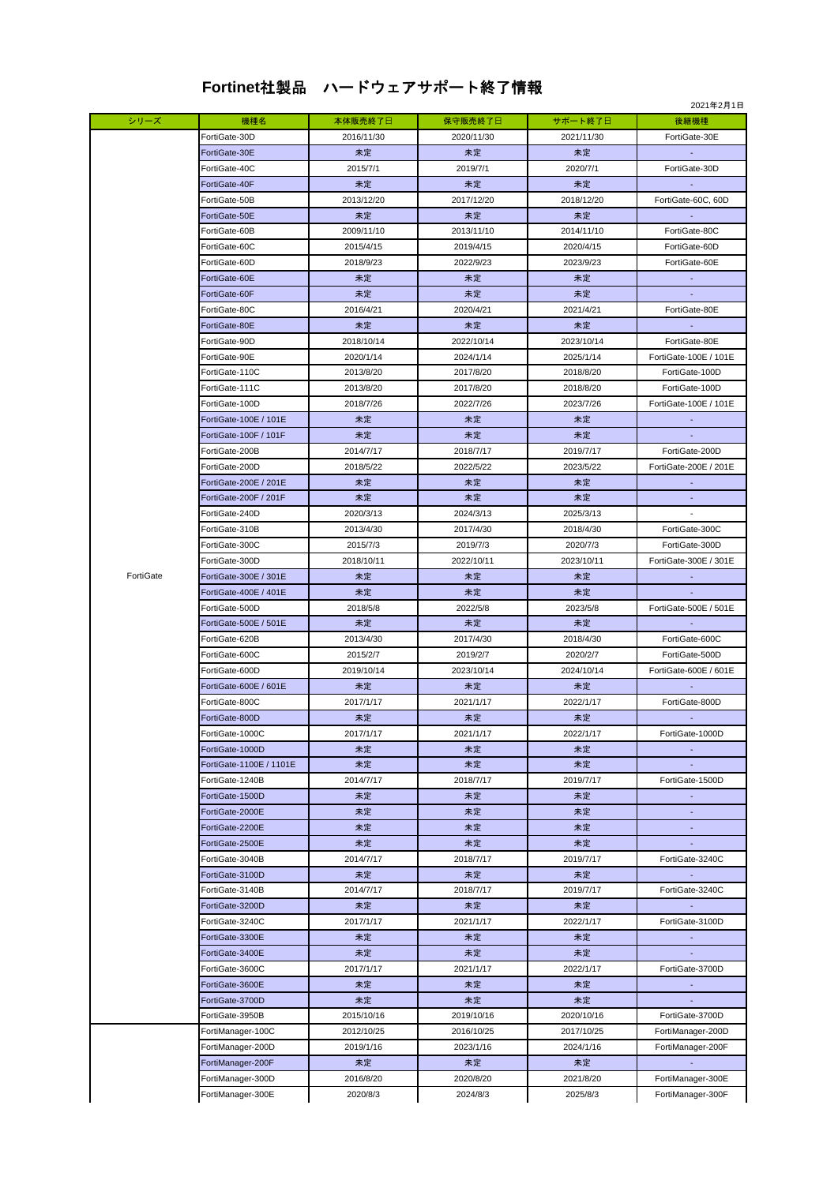# Fortinet社製品　ハードウェアサポート終了情報

2021年2月1日

| シリーズ | 機種名 | 本体販売終了日 | 保守販売終了日 | サポート終了日 | 後継機種 |
|---|---|---|---|---|---|
| FortiGate | FortiGate-30D | 2016/11/30 | 2020/11/30 | 2021/11/30 | FortiGate-30E |
| | FortiGate-30E | 未定 | 未定 | 未定 | - |
| | FortiGate-40C | 2015/7/1 | 2019/7/1 | 2020/7/1 | FortiGate-30D |
| | FortiGate-40F | 未定 | 未定 | 未定 | - |
| | FortiGate-50B | 2013/12/20 | 2017/12/20 | 2018/12/20 | FortiGate-60C, 60D |
| | FortiGate-50E | 未定 | 未定 | 未定 | - |
| | FortiGate-60B | 2009/11/10 | 2013/11/10 | 2014/11/10 | FortiGate-80C |
| | FortiGate-60C | 2015/4/15 | 2019/4/15 | 2020/4/15 | FortiGate-60D |
| | FortiGate-60D | 2018/9/23 | 2022/9/23 | 2023/9/23 | FortiGate-60E |
| | FortiGate-60E | 未定 | 未定 | 未定 | - |
| | FortiGate-60F | 未定 | 未定 | 未定 | - |
| | FortiGate-80C | 2016/4/21 | 2020/4/21 | 2021/4/21 | FortiGate-80E |
| | FortiGate-80E | 未定 | 未定 | 未定 | - |
| | FortiGate-90D | 2018/10/14 | 2022/10/14 | 2023/10/14 | FortiGate-80E |
| | FortiGate-90E | 2020/1/14 | 2024/1/14 | 2025/1/14 | FortiGate-100E / 101E |
| | FortiGate-110C | 2013/8/20 | 2017/8/20 | 2018/8/20 | FortiGate-100D |
| | FortiGate-111C | 2013/8/20 | 2017/8/20 | 2018/8/20 | FortiGate-100D |
| | FortiGate-100D | 2018/7/26 | 2022/7/26 | 2023/7/26 | FortiGate-100E / 101E |
| | FortiGate-100E / 101E | 未定 | 未定 | 未定 | - |
| | FortiGate-100F / 101F | 未定 | 未定 | 未定 | - |
| | FortiGate-200B | 2014/7/17 | 2018/7/17 | 2019/7/17 | FortiGate-200D |
| | FortiGate-200D | 2018/5/22 | 2022/5/22 | 2023/5/22 | FortiGate-200E / 201E |
| | FortiGate-200E / 201E | 未定 | 未定 | 未定 | - |
| | FortiGate-200F / 201F | 未定 | 未定 | 未定 | - |
| | FortiGate-240D | 2020/3/13 | 2024/3/13 | 2025/3/13 | - |
| | FortiGate-310B | 2013/4/30 | 2017/4/30 | 2018/4/30 | FortiGate-300C |
| | FortiGate-300C | 2015/7/3 | 2019/7/3 | 2020/7/3 | FortiGate-300D |
| | FortiGate-300D | 2018/10/11 | 2022/10/11 | 2023/10/11 | FortiGate-300E / 301E |
| | FortiGate-300E / 301E | 未定 | 未定 | 未定 | - |
| | FortiGate-400E / 401E | 未定 | 未定 | 未定 | - |
| | FortiGate-500D | 2018/5/8 | 2022/5/8 | 2023/5/8 | FortiGate-500E / 501E |
| | FortiGate-500E / 501E | 未定 | 未定 | 未定 | - |
| | FortiGate-620B | 2013/4/30 | 2017/4/30 | 2018/4/30 | FortiGate-600C |
| | FortiGate-600C | 2015/2/7 | 2019/2/7 | 2020/2/7 | FortiGate-500D |
| | FortiGate-600D | 2019/10/14 | 2023/10/14 | 2024/10/14 | FortiGate-600E / 601E |
| | FortiGate-600E / 601E | 未定 | 未定 | 未定 | - |
| | FortiGate-800C | 2017/1/17 | 2021/1/17 | 2022/1/17 | FortiGate-800D |
| | FortiGate-800D | 未定 | 未定 | 未定 | - |
| | FortiGate-1000C | 2017/1/17 | 2021/1/17 | 2022/1/17 | FortiGate-1000D |
| | FortiGate-1000D | 未定 | 未定 | 未定 | - |
| | FortiGate-1100E / 1101E | 未定 | 未定 | 未定 | - |
| | FortiGate-1240B | 2014/7/17 | 2018/7/17 | 2019/7/17 | FortiGate-1500D |
| | FortiGate-1500D | 未定 | 未定 | 未定 | - |
| | FortiGate-2000E | 未定 | 未定 | 未定 | - |
| | FortiGate-2200E | 未定 | 未定 | 未定 | - |
| | FortiGate-2500E | 未定 | 未定 | 未定 | - |
| | FortiGate-3040B | 2014/7/17 | 2018/7/17 | 2019/7/17 | FortiGate-3240C |
| | FortiGate-3100D | 未定 | 未定 | 未定 | - |
| | FortiGate-3140B | 2014/7/17 | 2018/7/17 | 2019/7/17 | FortiGate-3240C |
| | FortiGate-3200D | 未定 | 未定 | 未定 | - |
| | FortiGate-3240C | 2017/1/17 | 2021/1/17 | 2022/1/17 | FortiGate-3100D |
| | FortiGate-3300E | 未定 | 未定 | 未定 | - |
| | FortiGate-3400E | 未定 | 未定 | 未定 | - |
| | FortiGate-3600C | 2017/1/17 | 2021/1/17 | 2022/1/17 | FortiGate-3700D |
| | FortiGate-3600E | 未定 | 未定 | 未定 | - |
| | FortiGate-3700D | 未定 | 未定 | 未定 | - |
| | FortiGate-3950B | 2015/10/16 | 2019/10/16 | 2020/10/16 | FortiGate-3700D |
| | FortiManager-100C | 2012/10/25 | 2016/10/25 | 2017/10/25 | FortiManager-200D |
| | FortiManager-200D | 2019/1/16 | 2023/1/16 | 2024/1/16 | FortiManager-200F |
| | FortiManager-200F | 未定 | 未定 | 未定 | - |
| | FortiManager-300D | 2016/8/20 | 2020/8/20 | 2021/8/20 | FortiManager-300E |
| | FortiManager-300E | 2020/8/3 | 2024/8/3 | 2025/8/3 | FortiManager-300F |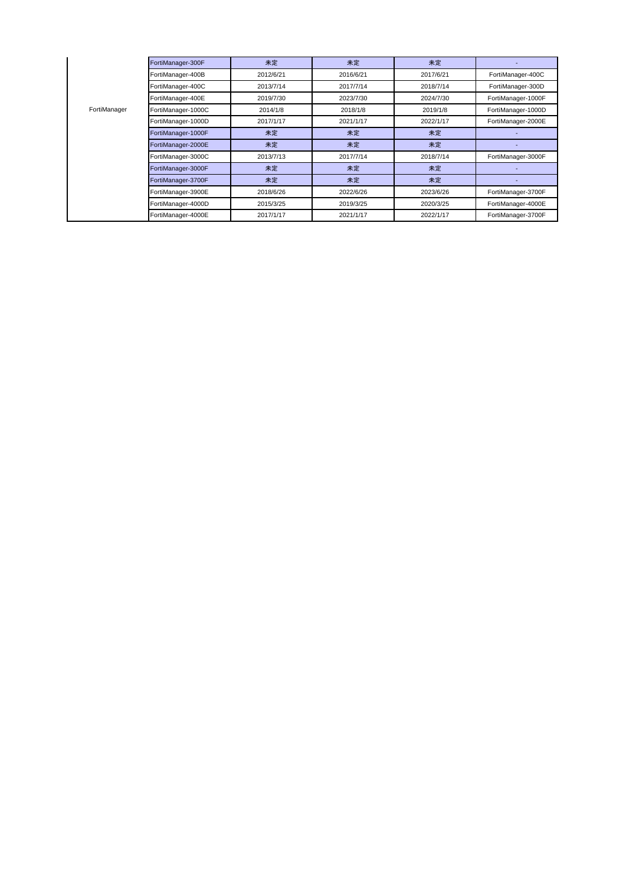| | | | | | |
|---|---|---|---|---|---|
| FortiManager | FortiManager-300F | 未定 | 未定 | 未定 | - |
| | FortiManager-400B | 2012/6/21 | 2016/6/21 | 2017/6/21 | FortiManager-400C |
| | FortiManager-400C | 2013/7/14 | 2017/7/14 | 2018/7/14 | FortiManager-300D |
| | FortiManager-400E | 2019/7/30 | 2023/7/30 | 2024/7/30 | FortiManager-1000F |
| | FortiManager-1000C | 2014/1/8 | 2018/1/8 | 2019/1/8 | FortiManager-1000D |
| | FortiManager-1000D | 2017/1/17 | 2021/1/17 | 2022/1/17 | FortiManager-2000E |
| | FortiManager-1000F | 未定 | 未定 | 未定 | - |
| | FortiManager-2000E | 未定 | 未定 | 未定 | - |
| | FortiManager-3000C | 2013/7/13 | 2017/7/14 | 2018/7/14 | FortiManager-3000F |
| | FortiManager-3000F | 未定 | 未定 | 未定 | - |
| | FortiManager-3700F | 未定 | 未定 | 未定 | - |
| | FortiManager-3900E | 2018/6/26 | 2022/6/26 | 2023/6/26 | FortiManager-3700F |
| | FortiManager-4000D | 2015/3/25 | 2019/3/25 | 2020/3/25 | FortiManager-4000E |
| | FortiManager-4000E | 2017/1/17 | 2021/1/17 | 2022/1/17 | FortiManager-3700F |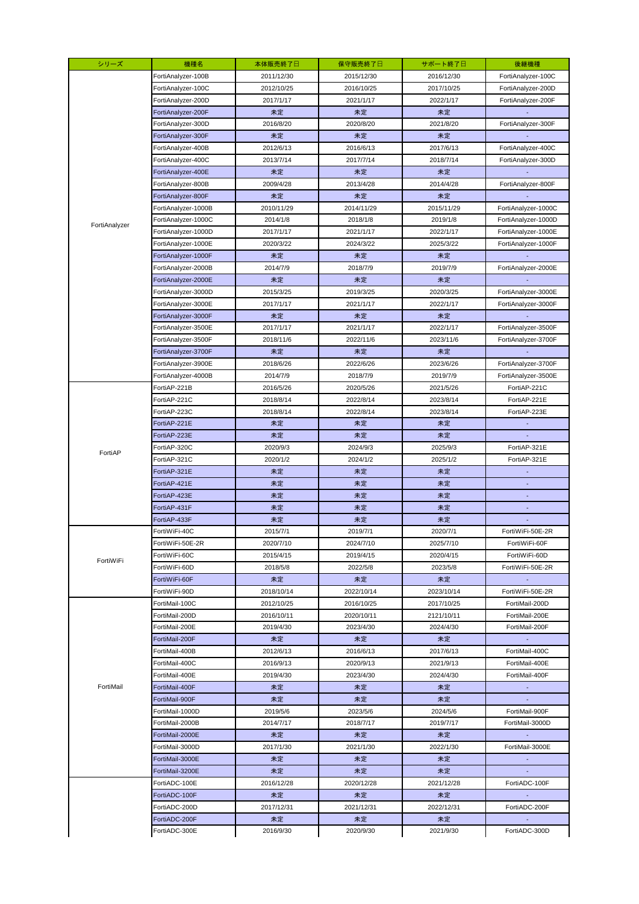| シリーズ | 機種名 | 本体販売終了日 | 保守販売終了日 | サポート終了日 | 後継機種 |
|---|---|---|---|---|---|
| FortiAnalyzer | FortiAnalyzer-100B | 2011/12/30 | 2015/12/30 | 2016/12/30 | FortiAnalyzer-100C |
| | FortiAnalyzer-100C | 2012/10/25 | 2016/10/25 | 2017/10/25 | FortiAnalyzer-200D |
| | FortiAnalyzer-200D | 2017/1/17 | 2021/1/17 | 2022/1/17 | FortiAnalyzer-200F |
| | FortiAnalyzer-200F | 未定 | 未定 | 未定 | - |
| | FortiAnalyzer-300D | 2016/8/20 | 2020/8/20 | 2021/8/20 | FortiAnalyzer-300F |
| | FortiAnalyzer-300F | 未定 | 未定 | 未定 | - |
| | FortiAnalyzer-400B | 2012/6/13 | 2016/6/13 | 2017/6/13 | FortiAnalyzer-400C |
| | FortiAnalyzer-400C | 2013/7/14 | 2017/7/14 | 2018/7/14 | FortiAnalyzer-300D |
| | FortiAnalyzer-400E | 未定 | 未定 | 未定 | - |
| | FortiAnalyzer-800B | 2009/4/28 | 2013/4/28 | 2014/4/28 | FortiAnalyzer-800F |
| | FortiAnalyzer-800F | 未定 | 未定 | 未定 | - |
| | FortiAnalyzer-1000B | 2010/11/29 | 2014/11/29 | 2015/11/29 | FortiAnalyzer-1000C |
| | FortiAnalyzer-1000C | 2014/1/8 | 2018/1/8 | 2019/1/8 | FortiAnalyzer-1000D |
| | FortiAnalyzer-1000D | 2017/1/17 | 2021/1/17 | 2022/1/17 | FortiAnalyzer-1000E |
| | FortiAnalyzer-1000E | 2020/3/22 | 2024/3/22 | 2025/3/22 | FortiAnalyzer-1000F |
| | FortiAnalyzer-1000F | 未定 | 未定 | 未定 | - |
| | FortiAnalyzer-2000B | 2014/7/9 | 2018/7/9 | 2019/7/9 | FortiAnalyzer-2000E |
| | FortiAnalyzer-2000E | 未定 | 未定 | 未定 | - |
| | FortiAnalyzer-3000D | 2015/3/25 | 2019/3/25 | 2020/3/25 | FortiAnalyzer-3000E |
| | FortiAnalyzer-3000E | 2017/1/17 | 2021/1/17 | 2022/1/17 | FortiAnalyzer-3000F |
| | FortiAnalyzer-3000F | 未定 | 未定 | 未定 | - |
| | FortiAnalyzer-3500E | 2017/1/17 | 2021/1/17 | 2022/1/17 | FortiAnalyzer-3500F |
| | FortiAnalyzer-3500F | 2018/11/6 | 2022/11/6 | 2023/11/6 | FortiAnalyzer-3700F |
| | FortiAnalyzer-3700F | 未定 | 未定 | 未定 | - |
| | FortiAnalyzer-3900E | 2018/6/26 | 2022/6/26 | 2023/6/26 | FortiAnalyzer-3700F |
| | FortiAnalyzer-4000B | 2014/7/9 | 2018/7/9 | 2019/7/9 | FortiAnalyzer-3500E |
| FortiAP | FortiAP-221B | 2016/5/26 | 2020/5/26 | 2021/5/26 | FortiAP-221C |
| | FortiAP-221C | 2018/8/14 | 2022/8/14 | 2023/8/14 | FortiAP-221E |
| | FortiAP-223C | 2018/8/14 | 2022/8/14 | 2023/8/14 | FortiAP-223E |
| | FortiAP-221E | 未定 | 未定 | 未定 | - |
| | FortiAP-223E | 未定 | 未定 | 未定 | - |
| | FortiAP-320C | 2020/9/3 | 2024/9/3 | 2025/9/3 | FortiAP-321E |
| | FortiAP-321C | 2020/1/2 | 2024/1/2 | 2025/1/2 | FortiAP-321E |
| | FortiAP-321E | 未定 | 未定 | 未定 | - |
| | FortiAP-421E | 未定 | 未定 | 未定 | - |
| | FortiAP-423E | 未定 | 未定 | 未定 | - |
| | FortiAP-431F | 未定 | 未定 | 未定 | - |
| | FortiAP-433F | 未定 | 未定 | 未定 | - |
| FortiWiFi | FortiWiFi-40C | 2015/7/1 | 2019/7/1 | 2020/7/1 | FortiWiFi-50E-2R |
| | FortiWiFi-50E-2R | 2020/7/10 | 2024/7/10 | 2025/7/10 | FortiWiFi-60F |
| | FortiWiFi-60C | 2015/4/15 | 2019/4/15 | 2020/4/15 | FortiWiFi-60D |
| | FortiWiFi-60D | 2018/5/8 | 2022/5/8 | 2023/5/8 | FortiWiFi-50E-2R |
| | FortiWiFi-60F | 未定 | 未定 | 未定 | - |
| | FortiWiFi-90D | 2018/10/14 | 2022/10/14 | 2023/10/14 | FortiWiFi-50E-2R |
| FortiMail | FortiMail-100C | 2012/10/25 | 2016/10/25 | 2017/10/25 | FortiMail-200D |
| | FortiMail-200D | 2016/10/11 | 2020/10/11 | 2121/10/11 | FortiMail-200E |
| | FortiMail-200E | 2019/4/30 | 2023/4/30 | 2024/4/30 | FortiMail-200F |
| | FortiMail-200F | 未定 | 未定 | 未定 | - |
| | FortiMail-400B | 2012/6/13 | 2016/6/13 | 2017/6/13 | FortiMail-400C |
| | FortiMail-400C | 2016/9/13 | 2020/9/13 | 2021/9/13 | FortiMail-400E |
| | FortiMail-400E | 2019/4/30 | 2023/4/30 | 2024/4/30 | FortiMail-400F |
| | FortiMail-400F | 未定 | 未定 | 未定 | - |
| | FortiMail-900F | 未定 | 未定 | 未定 | - |
| | FortiMail-1000D | 2019/5/6 | 2023/5/6 | 2024/5/6 | FortiMail-900F |
| | FortiMail-2000B | 2014/7/17 | 2018/7/17 | 2019/7/17 | FortiMail-3000D |
| | FortiMail-2000E | 未定 | 未定 | 未定 | - |
| | FortiMail-3000D | 2017/1/30 | 2021/1/30 | 2022/1/30 | FortiMail-3000E |
| | FortiMail-3000E | 未定 | 未定 | 未定 | - |
| | FortiMail-3200E | 未定 | 未定 | 未定 | - |
| | FortiADC-100E | 2016/12/28 | 2020/12/28 | 2021/12/28 | FortiADC-100F |
| | FortiADC-100F | 未定 | 未定 | 未定 | - |
| | FortiADC-200D | 2017/12/31 | 2021/12/31 | 2022/12/31 | FortiADC-200F |
| | FortiADC-200F | 未定 | 未定 | 未定 | - |
| | FortiADC-300E | 2016/9/30 | 2020/9/30 | 2021/9/30 | FortiADC-300D |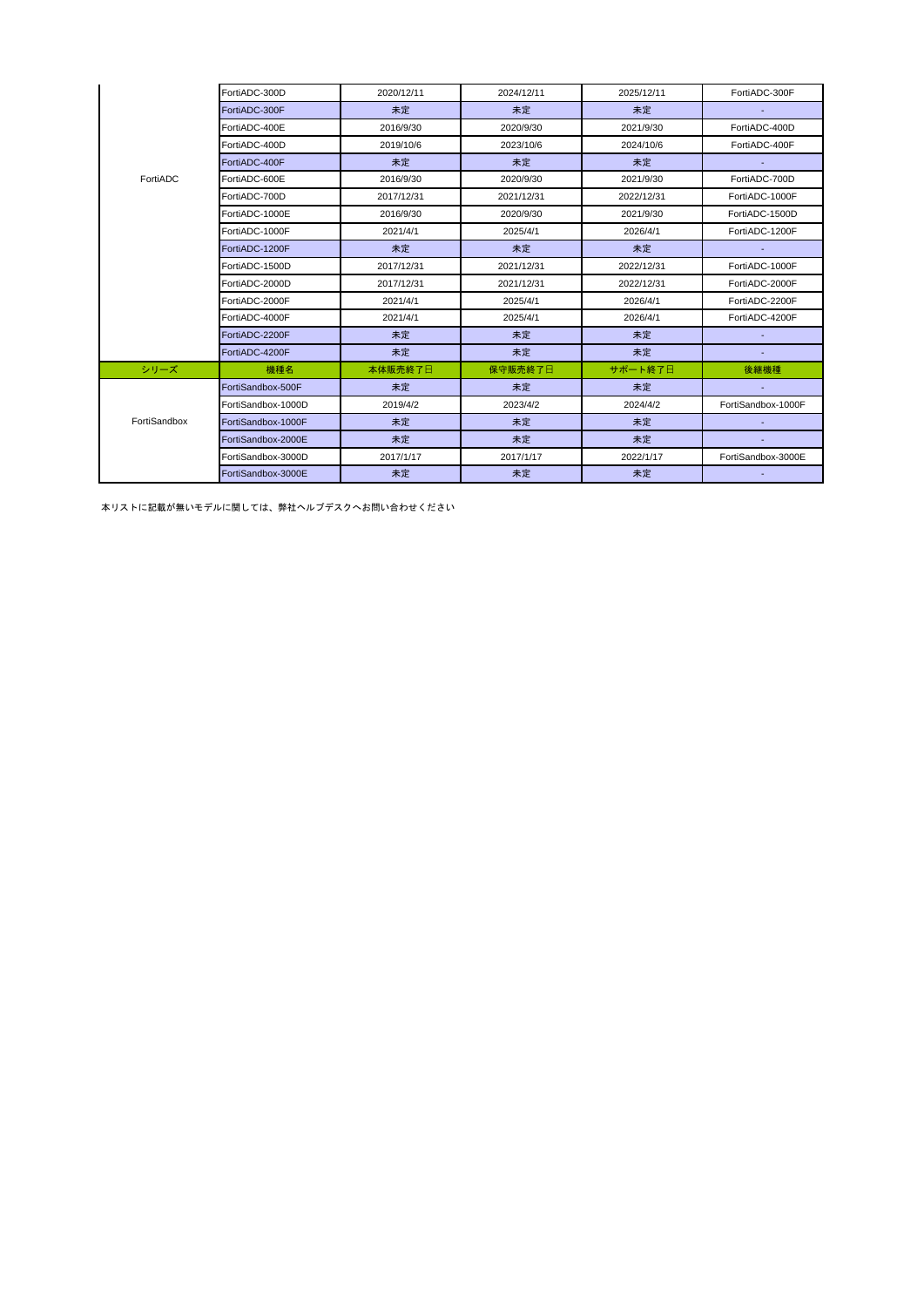| シリーズ | 機種名 | 本体販売終了日 | 保守販売終了日 | サポート終了日 | 後継機種 |
|---|---|---|---|---|---|
| FortiADC | FortiADC-300D | 2020/12/11 | 2024/12/11 | 2025/12/11 | FortiADC-300F |
| | FortiADC-300F | 未定 | 未定 | 未定 | - |
| | FortiADC-400E | 2016/9/30 | 2020/9/30 | 2021/9/30 | FortiADC-400D |
| | FortiADC-400D | 2019/10/6 | 2023/10/6 | 2024/10/6 | FortiADC-400F |
| | FortiADC-400F | 未定 | 未定 | 未定 | - |
| | FortiADC-600E | 2016/9/30 | 2020/9/30 | 2021/9/30 | FortiADC-700D |
| | FortiADC-700D | 2017/12/31 | 2021/12/31 | 2022/12/31 | FortiADC-1000F |
| | FortiADC-1000E | 2016/9/30 | 2020/9/30 | 2021/9/30 | FortiADC-1500D |
| | FortiADC-1000F | 2021/4/1 | 2025/4/1 | 2026/4/1 | FortiADC-1200F |
| | FortiADC-1200F | 未定 | 未定 | 未定 | - |
| | FortiADC-1500D | 2017/12/31 | 2021/12/31 | 2022/12/31 | FortiADC-1000F |
| | FortiADC-2000D | 2017/12/31 | 2021/12/31 | 2022/12/31 | FortiADC-2000F |
| | FortiADC-2000F | 2021/4/1 | 2025/4/1 | 2026/4/1 | FortiADC-2200F |
| | FortiADC-4000F | 2021/4/1 | 2025/4/1 | 2026/4/1 | FortiADC-4200F |
| | FortiADC-2200F | 未定 | 未定 | 未定 | - |
| | FortiADC-4200F | 未定 | 未定 | 未定 | - |

| シリーズ | 機種名 | 本体販売終了日 | 保守販売終了日 | サポート終了日 | 後継機種 |
|---|---|---|---|---|---|
| FortiSandbox | FortiSandbox-500F | 未定 | 未定 | 未定 | - |
| | FortiSandbox-1000D | 2019/4/2 | 2023/4/2 | 2024/4/2 | FortiSandbox-1000F |
| | FortiSandbox-1000F | 未定 | 未定 | 未定 | - |
| | FortiSandbox-2000E | 未定 | 未定 | 未定 | - |
| | FortiSandbox-3000D | 2017/1/17 | 2017/1/17 | 2022/1/17 | FortiSandbox-3000E |
| | FortiSandbox-3000E | 未定 | 未定 | 未定 | - |

本リストに記載が無いモデルに関しては、弊社ヘルプデスクへお問い合わせください